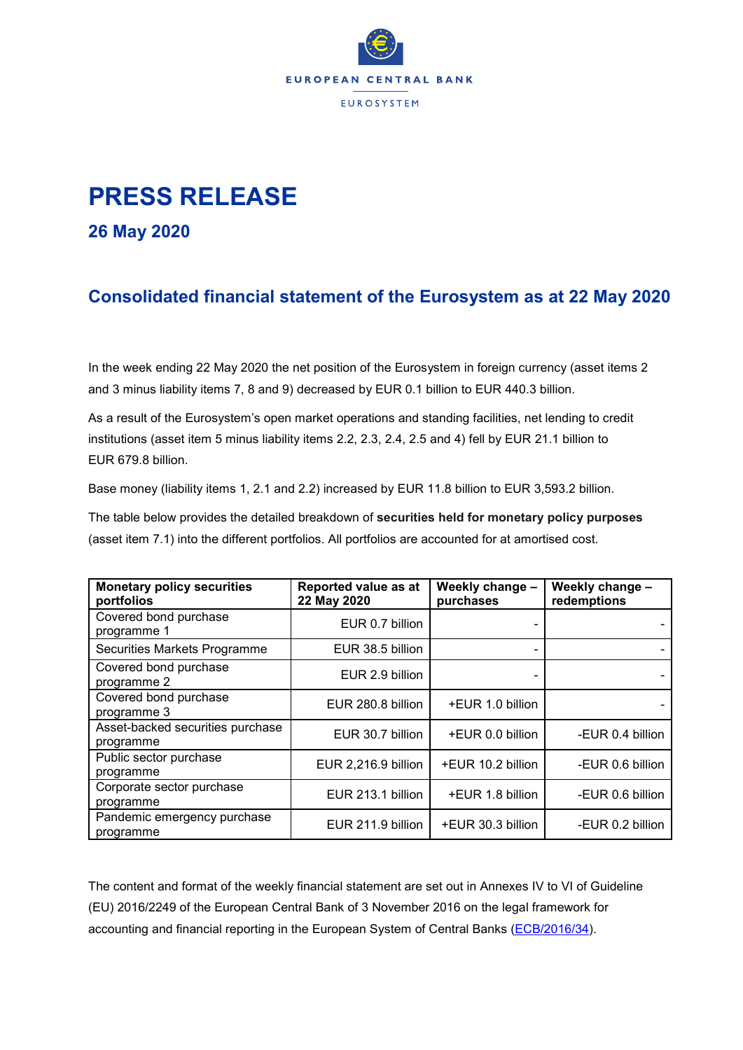EUROPEAN CENTRAL BANK

EUROSYSTEM

# PRESS RELEASE

## 26 May 2020

## Consolidated financial statement of the Eurosystem as at 22 May 2020

In the week ending 22 May 2020 the net position of the Eurosystem in foreign currency (asset items 2 and 3 minus liability items 7, 8 and 9) decreased by EUR 0.1 billion to EUR 440.3 billion.

As a result of the Eurosystem's open market operations and standing facilities, net lending to credit institutions (asset item 5 minus liability items 2.2, 2.3, 2.4, 2.5 and 4) fell by EUR 21.1 billion to EUR 679.8 billion.

Base money (liability items 1, 2.1 and 2.2) increased by EUR 11.8 billion to EUR 3,593.2 billion.

The table below provides the detailed breakdown of **securities held for monetary policy purposes** (asset item 7.1) into the different portfolios. All portfolios are accounted for at amortised cost.

| Monetary policy securities portfolios | Reported value as at 22 May 2020 | Weekly change – purchases | Weekly change – redemptions |
|---|---|---|---|
| Covered bond purchase programme 1 | EUR 0.7 billion | - | - |
| Securities Markets Programme | EUR 38.5 billion | - | - |
| Covered bond purchase programme 2 | EUR 2.9 billion | - | - |
| Covered bond purchase programme 3 | EUR 280.8 billion | +EUR 1.0 billion | - |
| Asset-backed securities purchase programme | EUR 30.7 billion | +EUR 0.0 billion | -EUR 0.4 billion |
| Public sector purchase programme | EUR 2,216.9 billion | +EUR 10.2 billion | -EUR 0.6 billion |
| Corporate sector purchase programme | EUR 213.1 billion | +EUR 1.8 billion | -EUR 0.6 billion |
| Pandemic emergency purchase programme | EUR 211.9 billion | +EUR 30.3 billion | -EUR 0.2 billion |

The content and format of the weekly financial statement are set out in Annexes IV to VI of Guideline (EU) 2016/2249 of the European Central Bank of 3 November 2016 on the legal framework for accounting and financial reporting in the European System of Central Banks (ECB/2016/34).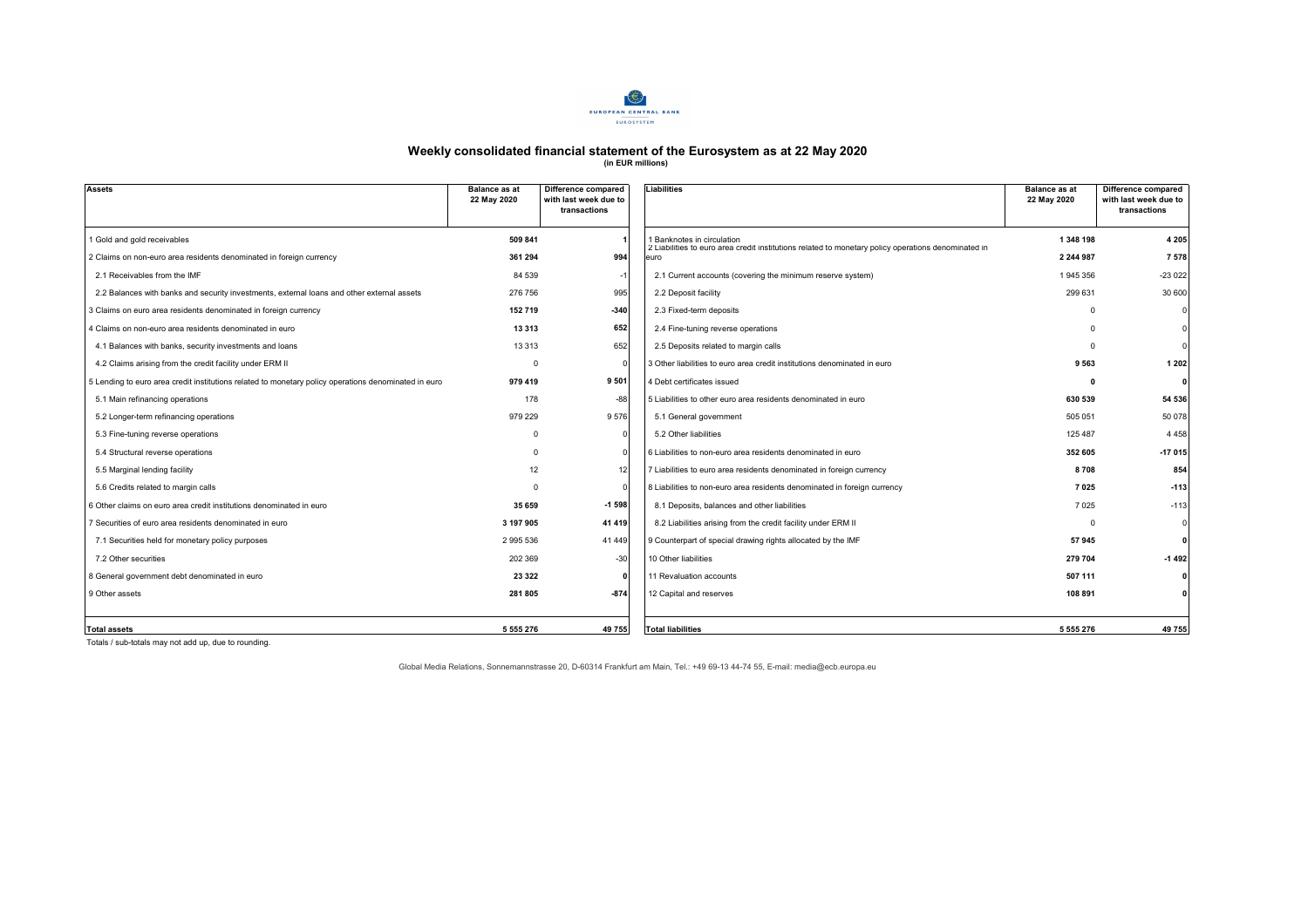# Weekly consolidated financial statement of the Eurosystem as at 22 May 2020

(in EUR millions)

| Assets | Balance as at 22 May 2020 | Difference compared with last week due to transactions | Liabilities | Balance as at 22 May 2020 | Difference compared with last week due to transactions |
|---|---|---|---|---|---|
| 1 Gold and gold receivables | **509 841** | **1** | 1 Banknotes in circulation | **1 348 198** | **4 205** |
| 2 Claims on non-euro area residents denominated in foreign currency | **361 294** | **994** | 2 Liabilities to euro area credit institutions related to monetary policy operations denominated in euro | **2 244 987** | **7 578** |
| 2.1 Receivables from the IMF | 84 539 | -1 | 2.1 Current accounts (covering the minimum reserve system) | 1 945 356 | -23 022 |
| 2.2 Balances with banks and security investments, external loans and other external assets | 276 756 | 995 | 2.2 Deposit facility | 299 631 | 30 600 |
| 3 Claims on euro area residents denominated in foreign currency | **152 719** | **-340** | 2.3 Fixed-term deposits | 0 | 0 |
| 4 Claims on non-euro area residents denominated in euro | **13 313** | **652** | 2.4 Fine-tuning reverse operations | 0 | 0 |
| 4.1 Balances with banks, security investments and loans | 13 313 | 652 | 2.5 Deposits related to margin calls | 0 | 0 |
| 4.2 Claims arising from the credit facility under ERM II | 0 | 0 | 3 Other liabilities to euro area credit institutions denominated in euro | **9 563** | **1 202** |
| 5 Lending to euro area credit institutions related to monetary policy operations denominated in euro | **979 419** | **9 501** | 4 Debt certificates issued | **0** | **0** |
| 5.1 Main refinancing operations | 178 | -88 | 5 Liabilities to other euro area residents denominated in euro | **630 539** | **54 536** |
| 5.2 Longer-term refinancing operations | 979 229 | 9 576 | 5.1 General government | 505 051 | 50 078 |
| 5.3 Fine-tuning reverse operations | 0 | 0 | 5.2 Other liabilities | 125 487 | 4 458 |
| 5.4 Structural reverse operations | 0 | 0 | 6 Liabilities to non-euro area residents denominated in euro | **352 605** | **-17 015** |
| 5.5 Marginal lending facility | 12 | 12 | 7 Liabilities to euro area residents denominated in foreign currency | **8 708** | **854** |
| 5.6 Credits related to margin calls | 0 | 0 | 8 Liabilities to non-euro area residents denominated in foreign currency | **7 025** | **-113** |
| 6 Other claims on euro area credit institutions denominated in euro | **35 659** | **-1 598** | 8.1 Deposits, balances and other liabilities | 7 025 | -113 |
| 7 Securities of euro area residents denominated in euro | **3 197 905** | **41 419** | 8.2 Liabilities arising from the credit facility under ERM II | 0 | 0 |
| 7.1 Securities held for monetary policy purposes | 2 995 536 | 41 449 | 9 Counterpart of special drawing rights allocated by the IMF | **57 945** | **0** |
| 7.2 Other securities | 202 369 | -30 | 10 Other liabilities | **279 704** | **-1 492** |
| 8 General government debt denominated in euro | **23 322** | **0** | 11 Revaluation accounts | **507 111** | **0** |
| 9 Other assets | **281 805** | **-874** | 12 Capital and reserves | **108 891** | **0** |
| **Total assets** | **5 555 276** | **49 755** | **Total liabilities** | **5 555 276** | **49 755** |

Totals / sub-totals may not add up, due to rounding.

Global Media Relations, Sonnemannstrasse 20, D-60314 Frankfurt am Main, Tel.: +49 69-13 44-74 55, E-mail: media@ecb.europa.eu